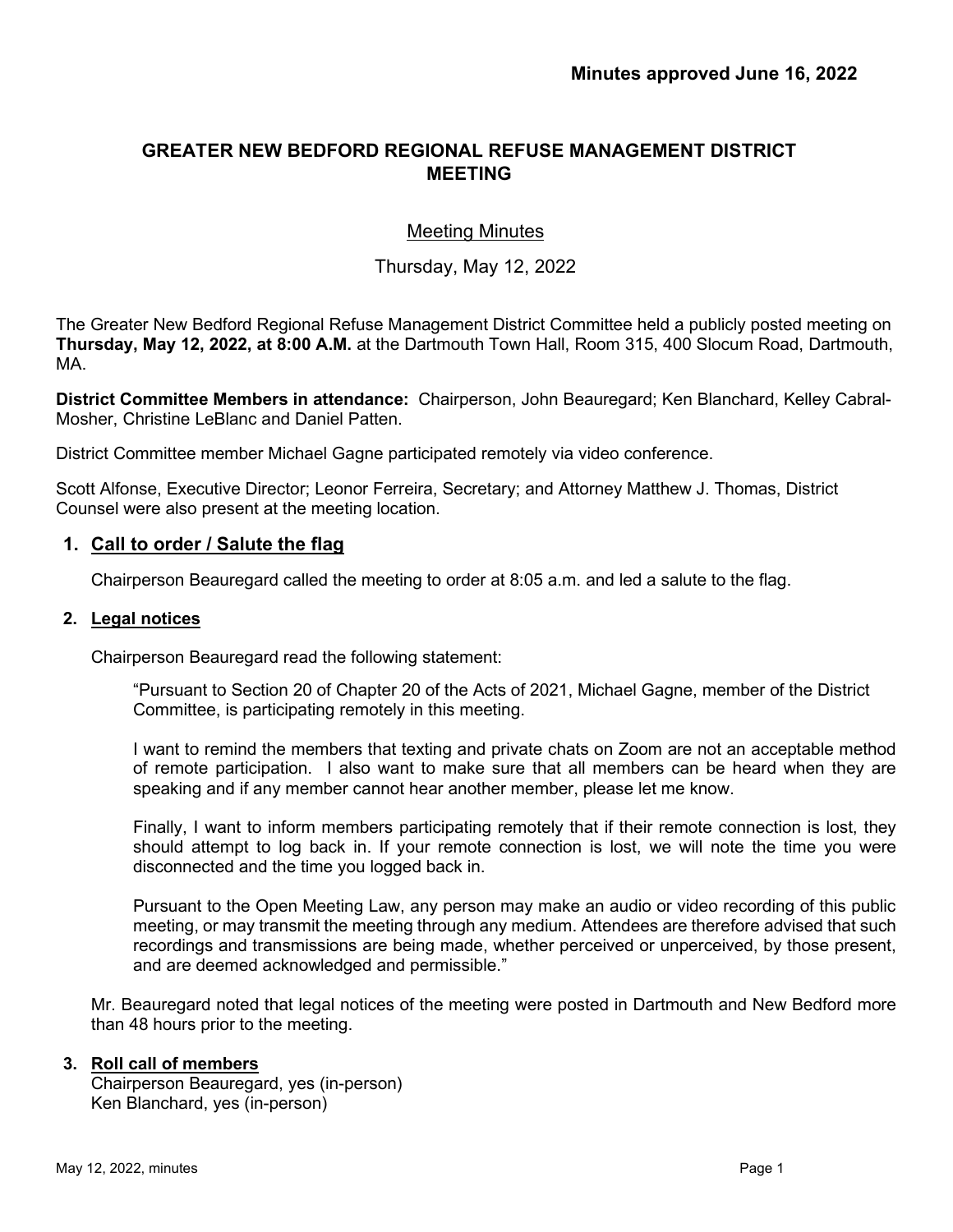**Minutes approved June 16, 2022**

# GREATER NEW BEDFORD REGIONAL REFUSE MANAGEMENT DISTRICT MEETING

## Meeting Minutes

Thursday, May 12, 2022

The Greater New Bedford Regional Refuse Management District Committee held a publicly posted meeting on **Thursday, May 12, 2022, at 8:00 A.M.** at the Dartmouth Town Hall, Room 315, 400 Slocum Road, Dartmouth, MA.

**District Committee Members in attendance:** Chairperson, John Beauregard; Ken Blanchard, Kelley Cabral-Mosher, Christine LeBlanc and Daniel Patten.

District Committee member Michael Gagne participated remotely via video conference.

Scott Alfonse, Executive Director; Leonor Ferreira, Secretary; and Attorney Matthew J. Thomas, District Counsel were also present at the meeting location.

### 1. Call to order / Salute the flag

Chairperson Beauregard called the meeting to order at 8:05 a.m. and led a salute to the flag.

### 2. Legal notices

Chairperson Beauregard read the following statement:

> "Pursuant to Section 20 of Chapter 20 of the Acts of 2021, Michael Gagne, member of the District Committee, is participating remotely in this meeting.
>
> I want to remind the members that texting and private chats on Zoom are not an acceptable method of remote participation. I also want to make sure that all members can be heard when they are speaking and if any member cannot hear another member, please let me know.
>
> Finally, I want to inform members participating remotely that if their remote connection is lost, they should attempt to log back in. If your remote connection is lost, we will note the time you were disconnected and the time you logged back in.
>
> Pursuant to the Open Meeting Law, any person may make an audio or video recording of this public meeting, or may transmit the meeting through any medium. Attendees are therefore advised that such recordings and transmissions are being made, whether perceived or unperceived, by those present, and are deemed acknowledged and permissible."

Mr. Beauregard noted that legal notices of the meeting were posted in Dartmouth and New Bedford more than 48 hours prior to the meeting.

### 3. Roll call of members

Chairperson Beauregard, yes (in-person)
Ken Blanchard, yes (in-person)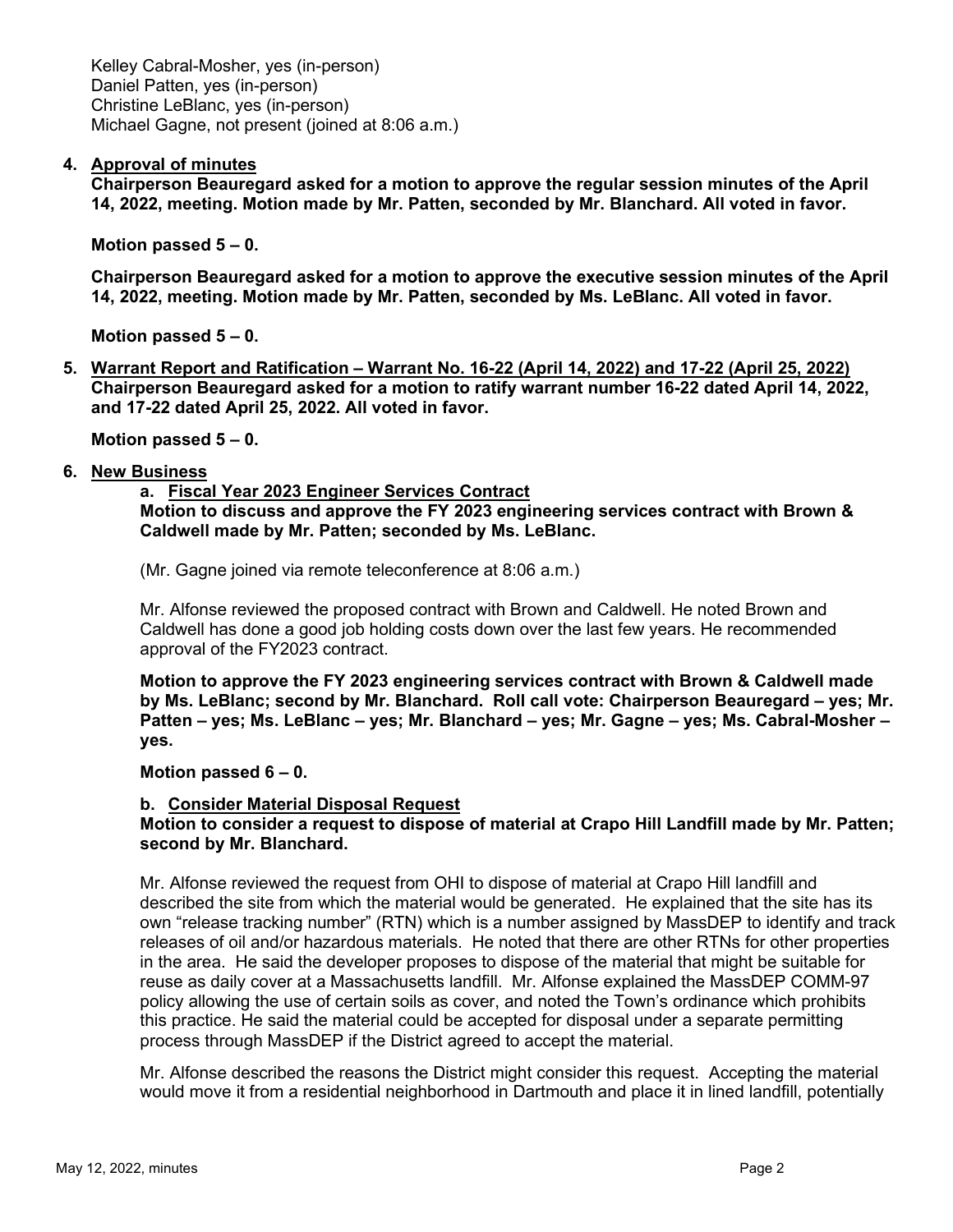Kelley Cabral-Mosher, yes (in-person)
Daniel Patten, yes (in-person)
Christine LeBlanc, yes (in-person)
Michael Gagne, not present (joined at 8:06 a.m.)

4. **Approval of minutes**

**Chairperson Beauregard asked for a motion to approve the regular session minutes of the April 14, 2022, meeting. Motion made by Mr. Patten, seconded by Mr. Blanchard. All voted in favor.**

**Motion passed 5 – 0.**

**Chairperson Beauregard asked for a motion to approve the executive session minutes of the April 14, 2022, meeting. Motion made by Mr. Patten, seconded by Ms. LeBlanc. All voted in favor.**

**Motion passed 5 – 0.**

5. **Warrant Report and Ratification – Warrant No. 16-22 (April 14, 2022) and 17-22 (April 25, 2022)**

**Chairperson Beauregard asked for a motion to ratify warrant number 16-22 dated April 14, 2022, and 17-22 dated April 25, 2022. All voted in favor.**

**Motion passed 5 – 0.**

6. **New Business**

**a. Fiscal Year 2023 Engineer Services Contract**

**Motion to discuss and approve the FY 2023 engineering services contract with Brown & Caldwell made by Mr. Patten; seconded by Ms. LeBlanc.**

(Mr. Gagne joined via remote teleconference at 8:06 a.m.)

Mr. Alfonse reviewed the proposed contract with Brown and Caldwell. He noted Brown and Caldwell has done a good job holding costs down over the last few years. He recommended approval of the FY2023 contract.

**Motion to approve the FY 2023 engineering services contract with Brown & Caldwell made by Ms. LeBlanc; second by Mr. Blanchard. Roll call vote: Chairperson Beauregard – yes; Mr. Patten – yes; Ms. LeBlanc – yes; Mr. Blanchard – yes; Mr. Gagne – yes; Ms. Cabral-Mosher – yes.**

**Motion passed 6 – 0.**

**b. Consider Material Disposal Request**

**Motion to consider a request to dispose of material at Crapo Hill Landfill made by Mr. Patten; second by Mr. Blanchard.**

Mr. Alfonse reviewed the request from OHI to dispose of material at Crapo Hill landfill and described the site from which the material would be generated. He explained that the site has its own "release tracking number" (RTN) which is a number assigned by MassDEP to identify and track releases of oil and/or hazardous materials. He noted that there are other RTNs for other properties in the area. He said the developer proposes to dispose of the material that might be suitable for reuse as daily cover at a Massachusetts landfill. Mr. Alfonse explained the MassDEP COMM-97 policy allowing the use of certain soils as cover, and noted the Town's ordinance which prohibits this practice. He said the material could be accepted for disposal under a separate permitting process through MassDEP if the District agreed to accept the material.

Mr. Alfonse described the reasons the District might consider this request. Accepting the material would move it from a residential neighborhood in Dartmouth and place it in lined landfill, potentially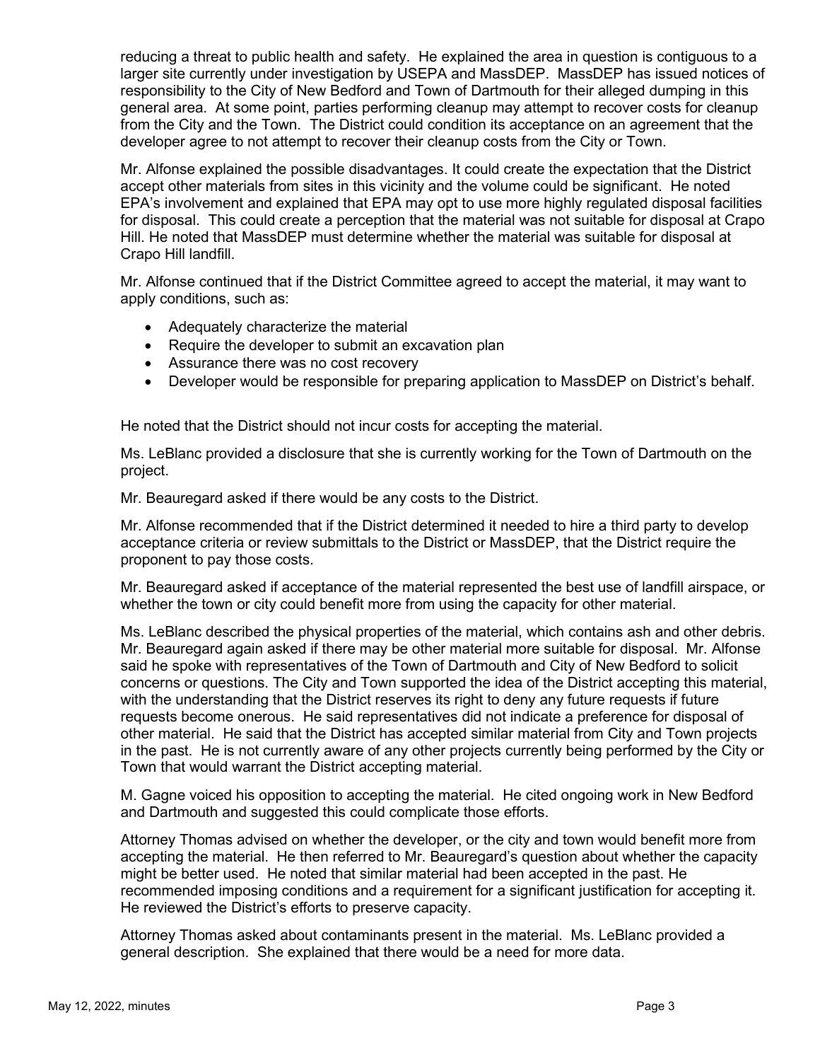reducing a threat to public health and safety. He explained the area in question is contiguous to a larger site currently under investigation by USEPA and MassDEP. MassDEP has issued notices of responsibility to the City of New Bedford and Town of Dartmouth for their alleged dumping in this general area. At some point, parties performing cleanup may attempt to recover costs for cleanup from the City and the Town. The District could condition its acceptance on an agreement that the developer agree to not attempt to recover their cleanup costs from the City or Town.

Mr. Alfonse explained the possible disadvantages. It could create the expectation that the District accept other materials from sites in this vicinity and the volume could be significant. He noted EPA's involvement and explained that EPA may opt to use more highly regulated disposal facilities for disposal. This could create a perception that the material was not suitable for disposal at Crapo Hill. He noted that MassDEP must determine whether the material was suitable for disposal at Crapo Hill landfill.

Mr. Alfonse continued that if the District Committee agreed to accept the material, it may want to apply conditions, such as:

- Adequately characterize the material
- Require the developer to submit an excavation plan
- Assurance there was no cost recovery
- Developer would be responsible for preparing application to MassDEP on District's behalf.

He noted that the District should not incur costs for accepting the material.

Ms. LeBlanc provided a disclosure that she is currently working for the Town of Dartmouth on the project.

Mr. Beauregard asked if there would be any costs to the District.

Mr. Alfonse recommended that if the District determined it needed to hire a third party to develop acceptance criteria or review submittals to the District or MassDEP, that the District require the proponent to pay those costs.

Mr. Beauregard asked if acceptance of the material represented the best use of landfill airspace, or whether the town or city could benefit more from using the capacity for other material.

Ms. LeBlanc described the physical properties of the material, which contains ash and other debris. Mr. Beauregard again asked if there may be other material more suitable for disposal. Mr. Alfonse said he spoke with representatives of the Town of Dartmouth and City of New Bedford to solicit concerns or questions. The City and Town supported the idea of the District accepting this material, with the understanding that the District reserves its right to deny any future requests if future requests become onerous. He said representatives did not indicate a preference for disposal of other material. He said that the District has accepted similar material from City and Town projects in the past. He is not currently aware of any other projects currently being performed by the City or Town that would warrant the District accepting material.

M. Gagne voiced his opposition to accepting the material. He cited ongoing work in New Bedford and Dartmouth and suggested this could complicate those efforts.

Attorney Thomas advised on whether the developer, or the city and town would benefit more from accepting the material. He then referred to Mr. Beauregard's question about whether the capacity might be better used. He noted that similar material had been accepted in the past. He recommended imposing conditions and a requirement for a significant justification for accepting it. He reviewed the District's efforts to preserve capacity.

Attorney Thomas asked about contaminants present in the material. Ms. LeBlanc provided a general description. She explained that there would be a need for more data.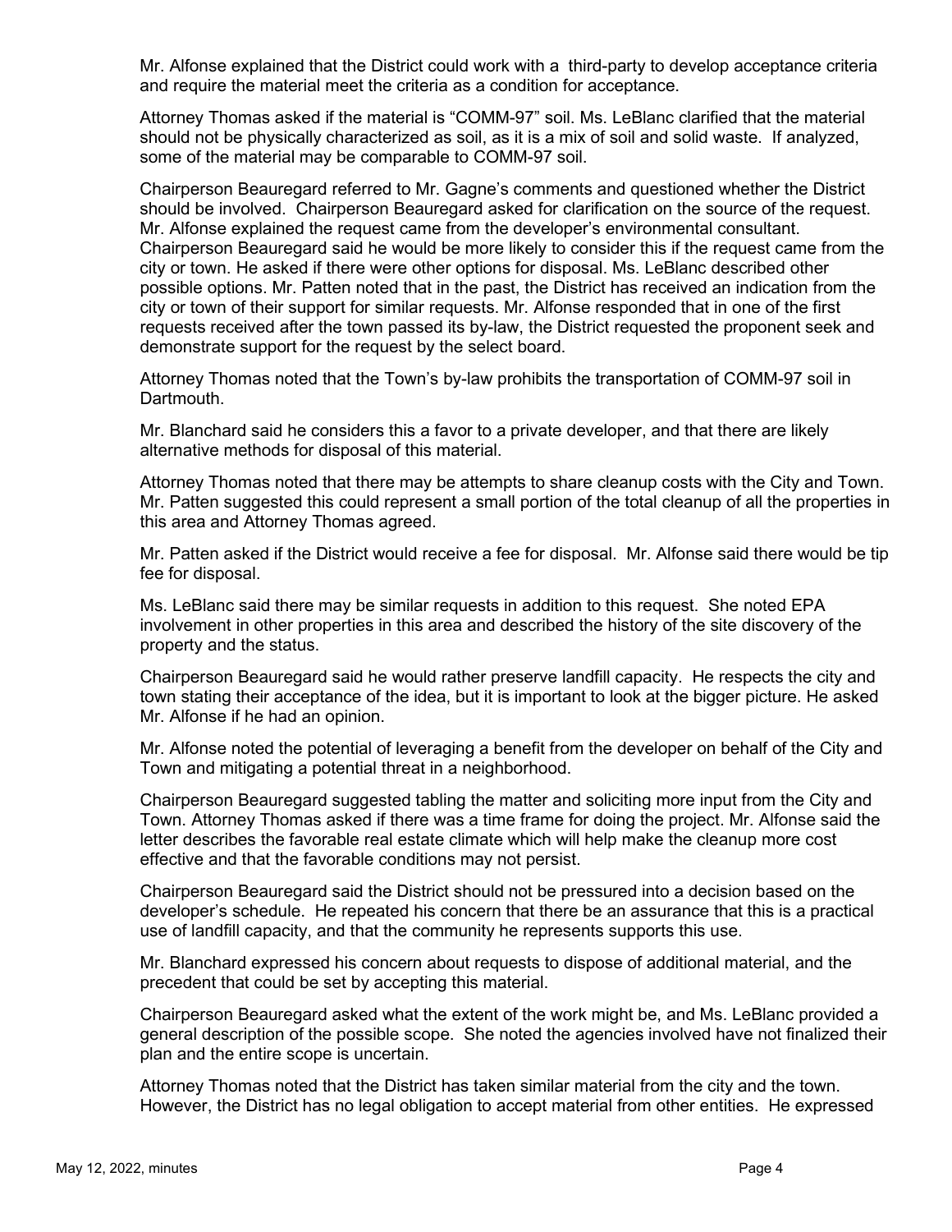Mr. Alfonse explained that the District could work with a third-party to develop acceptance criteria and require the material meet the criteria as a condition for acceptance.

Attorney Thomas asked if the material is "COMM-97" soil. Ms. LeBlanc clarified that the material should not be physically characterized as soil, as it is a mix of soil and solid waste. If analyzed, some of the material may be comparable to COMM-97 soil.

Chairperson Beauregard referred to Mr. Gagne's comments and questioned whether the District should be involved. Chairperson Beauregard asked for clarification on the source of the request. Mr. Alfonse explained the request came from the developer's environmental consultant. Chairperson Beauregard said he would be more likely to consider this if the request came from the city or town. He asked if there were other options for disposal. Ms. LeBlanc described other possible options. Mr. Patten noted that in the past, the District has received an indication from the city or town of their support for similar requests. Mr. Alfonse responded that in one of the first requests received after the town passed its by-law, the District requested the proponent seek and demonstrate support for the request by the select board.

Attorney Thomas noted that the Town's by-law prohibits the transportation of COMM-97 soil in Dartmouth.

Mr. Blanchard said he considers this a favor to a private developer, and that there are likely alternative methods for disposal of this material.

Attorney Thomas noted that there may be attempts to share cleanup costs with the City and Town. Mr. Patten suggested this could represent a small portion of the total cleanup of all the properties in this area and Attorney Thomas agreed.

Mr. Patten asked if the District would receive a fee for disposal. Mr. Alfonse said there would be tip fee for disposal.

Ms. LeBlanc said there may be similar requests in addition to this request. She noted EPA involvement in other properties in this area and described the history of the site discovery of the property and the status.

Chairperson Beauregard said he would rather preserve landfill capacity. He respects the city and town stating their acceptance of the idea, but it is important to look at the bigger picture. He asked Mr. Alfonse if he had an opinion.

Mr. Alfonse noted the potential of leveraging a benefit from the developer on behalf of the City and Town and mitigating a potential threat in a neighborhood.

Chairperson Beauregard suggested tabling the matter and soliciting more input from the City and Town. Attorney Thomas asked if there was a time frame for doing the project. Mr. Alfonse said the letter describes the favorable real estate climate which will help make the cleanup more cost effective and that the favorable conditions may not persist.

Chairperson Beauregard said the District should not be pressured into a decision based on the developer's schedule. He repeated his concern that there be an assurance that this is a practical use of landfill capacity, and that the community he represents supports this use.

Mr. Blanchard expressed his concern about requests to dispose of additional material, and the precedent that could be set by accepting this material.

Chairperson Beauregard asked what the extent of the work might be, and Ms. LeBlanc provided a general description of the possible scope. She noted the agencies involved have not finalized their plan and the entire scope is uncertain.

Attorney Thomas noted that the District has taken similar material from the city and the town. However, the District has no legal obligation to accept material from other entities. He expressed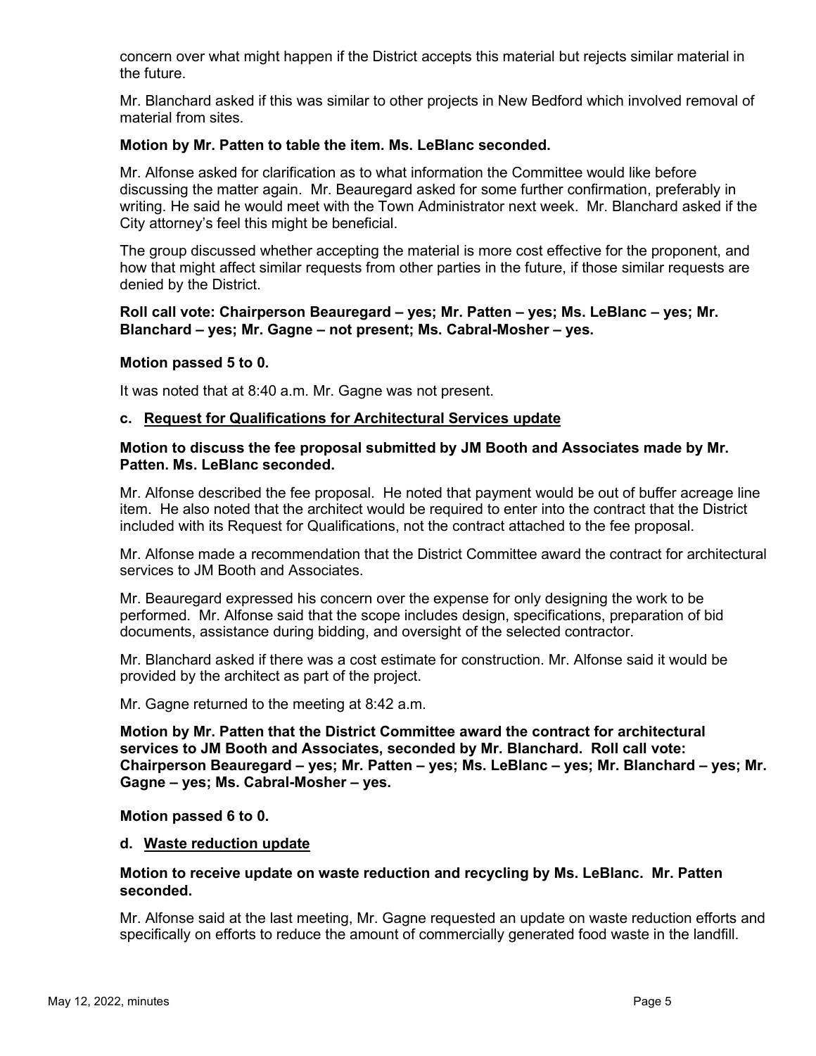concern over what might happen if the District accepts this material but rejects similar material in the future.

Mr. Blanchard asked if this was similar to other projects in New Bedford which involved removal of material from sites.

**Motion by Mr. Patten to table the item. Ms. LeBlanc seconded.**

Mr. Alfonse asked for clarification as to what information the Committee would like before discussing the matter again. Mr. Beauregard asked for some further confirmation, preferably in writing. He said he would meet with the Town Administrator next week. Mr. Blanchard asked if the City attorney's feel this might be beneficial.

The group discussed whether accepting the material is more cost effective for the proponent, and how that might affect similar requests from other parties in the future, if those similar requests are denied by the District.

**Roll call vote: Chairperson Beauregard – yes; Mr. Patten – yes; Ms. LeBlanc – yes; Mr. Blanchard – yes; Mr. Gagne – not present; Ms. Cabral-Mosher – yes.**

**Motion passed 5 to 0.**

It was noted that at 8:40 a.m. Mr. Gagne was not present.

**c. Request for Qualifications for Architectural Services update**

**Motion to discuss the fee proposal submitted by JM Booth and Associates made by Mr. Patten. Ms. LeBlanc seconded.**

Mr. Alfonse described the fee proposal. He noted that payment would be out of buffer acreage line item. He also noted that the architect would be required to enter into the contract that the District included with its Request for Qualifications, not the contract attached to the fee proposal.

Mr. Alfonse made a recommendation that the District Committee award the contract for architectural services to JM Booth and Associates.

Mr. Beauregard expressed his concern over the expense for only designing the work to be performed. Mr. Alfonse said that the scope includes design, specifications, preparation of bid documents, assistance during bidding, and oversight of the selected contractor.

Mr. Blanchard asked if there was a cost estimate for construction. Mr. Alfonse said it would be provided by the architect as part of the project.

Mr. Gagne returned to the meeting at 8:42 a.m.

**Motion by Mr. Patten that the District Committee award the contract for architectural services to JM Booth and Associates, seconded by Mr. Blanchard. Roll call vote: Chairperson Beauregard – yes; Mr. Patten – yes; Ms. LeBlanc – yes; Mr. Blanchard – yes; Mr. Gagne – yes; Ms. Cabral-Mosher – yes.**

**Motion passed 6 to 0.**

**d. Waste reduction update**

**Motion to receive update on waste reduction and recycling by Ms. LeBlanc. Mr. Patten seconded.**

Mr. Alfonse said at the last meeting, Mr. Gagne requested an update on waste reduction efforts and specifically on efforts to reduce the amount of commercially generated food waste in the landfill.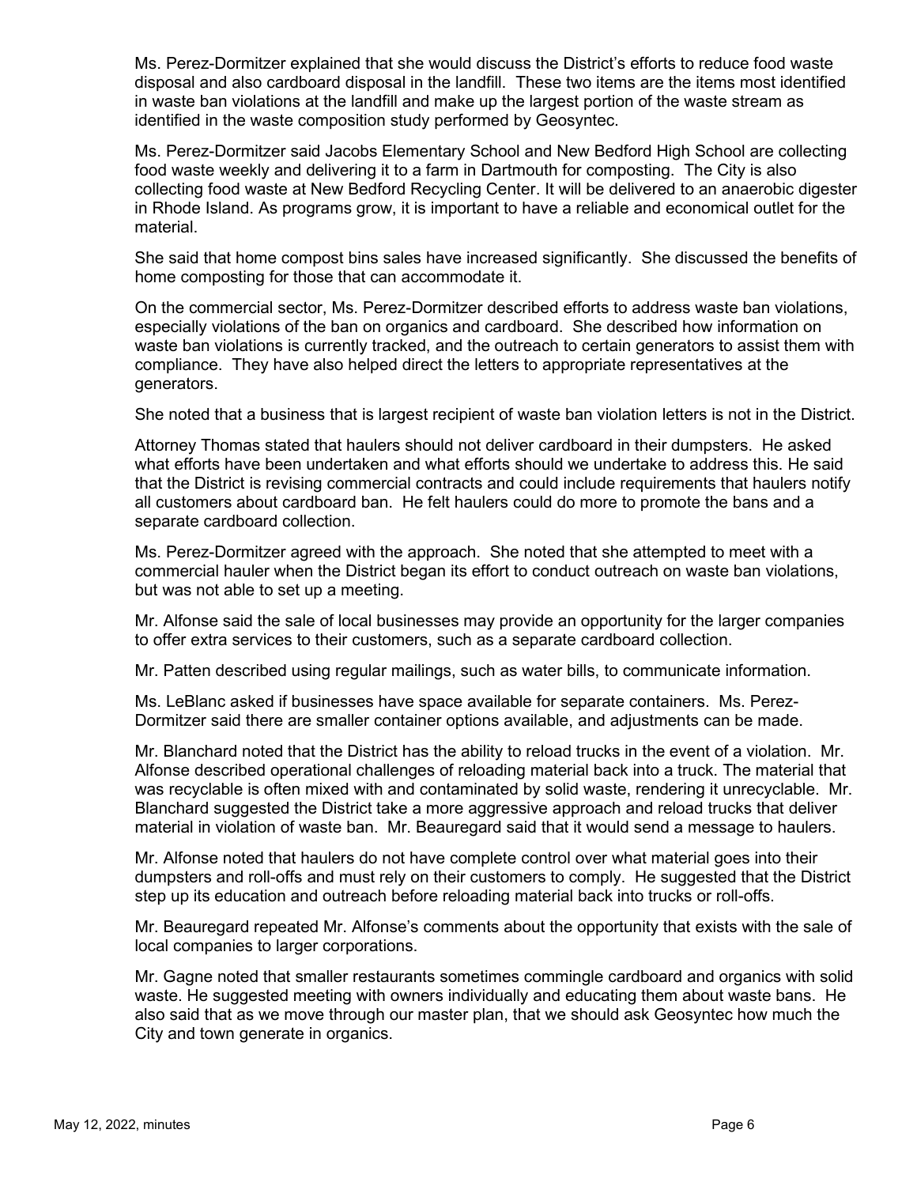Ms. Perez-Dormitzer explained that she would discuss the District's efforts to reduce food waste disposal and also cardboard disposal in the landfill. These two items are the items most identified in waste ban violations at the landfill and make up the largest portion of the waste stream as identified in the waste composition study performed by Geosyntec.

Ms. Perez-Dormitzer said Jacobs Elementary School and New Bedford High School are collecting food waste weekly and delivering it to a farm in Dartmouth for composting. The City is also collecting food waste at New Bedford Recycling Center. It will be delivered to an anaerobic digester in Rhode Island. As programs grow, it is important to have a reliable and economical outlet for the material.

She said that home compost bins sales have increased significantly. She discussed the benefits of home composting for those that can accommodate it.

On the commercial sector, Ms. Perez-Dormitzer described efforts to address waste ban violations, especially violations of the ban on organics and cardboard. She described how information on waste ban violations is currently tracked, and the outreach to certain generators to assist them with compliance. They have also helped direct the letters to appropriate representatives at the generators.

She noted that a business that is largest recipient of waste ban violation letters is not in the District.

Attorney Thomas stated that haulers should not deliver cardboard in their dumpsters. He asked what efforts have been undertaken and what efforts should we undertake to address this. He said that the District is revising commercial contracts and could include requirements that haulers notify all customers about cardboard ban. He felt haulers could do more to promote the bans and a separate cardboard collection.

Ms. Perez-Dormitzer agreed with the approach. She noted that she attempted to meet with a commercial hauler when the District began its effort to conduct outreach on waste ban violations, but was not able to set up a meeting.

Mr. Alfonse said the sale of local businesses may provide an opportunity for the larger companies to offer extra services to their customers, such as a separate cardboard collection.

Mr. Patten described using regular mailings, such as water bills, to communicate information.

Ms. LeBlanc asked if businesses have space available for separate containers. Ms. Perez-Dormitzer said there are smaller container options available, and adjustments can be made.

Mr. Blanchard noted that the District has the ability to reload trucks in the event of a violation. Mr. Alfonse described operational challenges of reloading material back into a truck. The material that was recyclable is often mixed with and contaminated by solid waste, rendering it unrecyclable. Mr. Blanchard suggested the District take a more aggressive approach and reload trucks that deliver material in violation of waste ban. Mr. Beauregard said that it would send a message to haulers.

Mr. Alfonse noted that haulers do not have complete control over what material goes into their dumpsters and roll-offs and must rely on their customers to comply. He suggested that the District step up its education and outreach before reloading material back into trucks or roll-offs.

Mr. Beauregard repeated Mr. Alfonse's comments about the opportunity that exists with the sale of local companies to larger corporations.

Mr. Gagne noted that smaller restaurants sometimes commingle cardboard and organics with solid waste. He suggested meeting with owners individually and educating them about waste bans. He also said that as we move through our master plan, that we should ask Geosyntec how much the City and town generate in organics.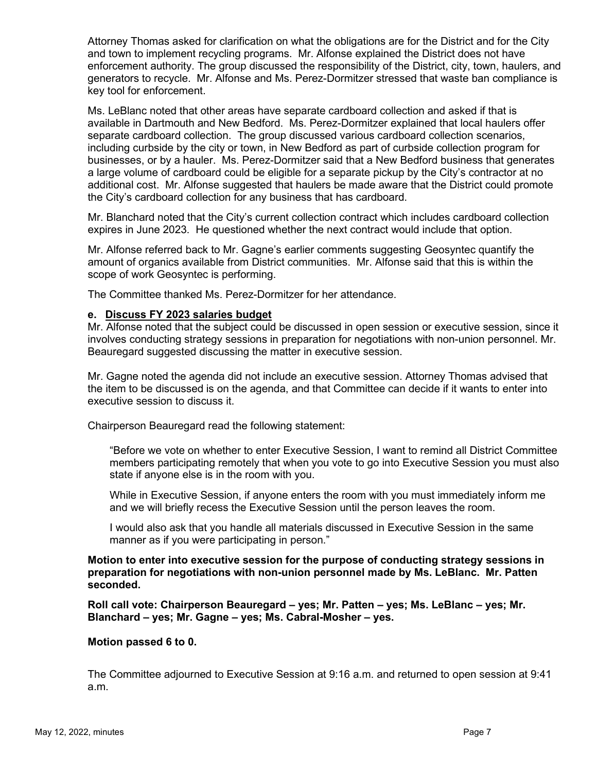Attorney Thomas asked for clarification on what the obligations are for the District and for the City and town to implement recycling programs. Mr. Alfonse explained the District does not have enforcement authority. The group discussed the responsibility of the District, city, town, haulers, and generators to recycle. Mr. Alfonse and Ms. Perez-Dormitzer stressed that waste ban compliance is key tool for enforcement.

Ms. LeBlanc noted that other areas have separate cardboard collection and asked if that is available in Dartmouth and New Bedford. Ms. Perez-Dormitzer explained that local haulers offer separate cardboard collection. The group discussed various cardboard collection scenarios, including curbside by the city or town, in New Bedford as part of curbside collection program for businesses, or by a hauler. Ms. Perez-Dormitzer said that a New Bedford business that generates a large volume of cardboard could be eligible for a separate pickup by the City's contractor at no additional cost. Mr. Alfonse suggested that haulers be made aware that the District could promote the City's cardboard collection for any business that has cardboard.

Mr. Blanchard noted that the City's current collection contract which includes cardboard collection expires in June 2023. He questioned whether the next contract would include that option.

Mr. Alfonse referred back to Mr. Gagne's earlier comments suggesting Geosyntec quantify the amount of organics available from District communities. Mr. Alfonse said that this is within the scope of work Geosyntec is performing.

The Committee thanked Ms. Perez-Dormitzer for her attendance.

**e. Discuss FY 2023 salaries budget**

Mr. Alfonse noted that the subject could be discussed in open session or executive session, since it involves conducting strategy sessions in preparation for negotiations with non-union personnel. Mr. Beauregard suggested discussing the matter in executive session.

Mr. Gagne noted the agenda did not include an executive session. Attorney Thomas advised that the item to be discussed is on the agenda, and that Committee can decide if it wants to enter into executive session to discuss it.

Chairperson Beauregard read the following statement:

> "Before we vote on whether to enter Executive Session, I want to remind all District Committee members participating remotely that when you vote to go into Executive Session you must also state if anyone else is in the room with you.
>
> While in Executive Session, if anyone enters the room with you must immediately inform me and we will briefly recess the Executive Session until the person leaves the room.
>
> I would also ask that you handle all materials discussed in Executive Session in the same manner as if you were participating in person."

**Motion to enter into executive session for the purpose of conducting strategy sessions in preparation for negotiations with non-union personnel made by Ms. LeBlanc. Mr. Patten seconded.**

**Roll call vote: Chairperson Beauregard – yes; Mr. Patten – yes; Ms. LeBlanc – yes; Mr. Blanchard – yes; Mr. Gagne – yes; Ms. Cabral-Mosher – yes.**

**Motion passed 6 to 0.**

The Committee adjourned to Executive Session at 9:16 a.m. and returned to open session at 9:41 a.m.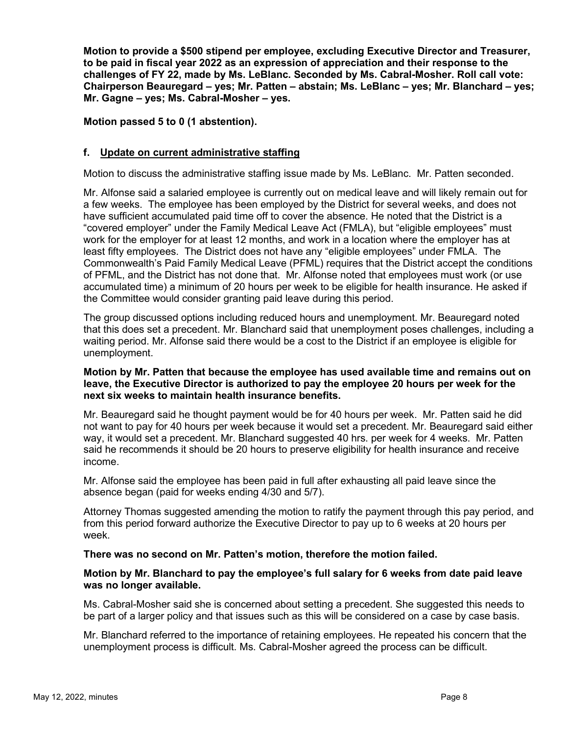**Motion to provide a $500 stipend per employee, excluding Executive Director and Treasurer, to be paid in fiscal year 2022 as an expression of appreciation and their response to the challenges of FY 22, made by Ms. LeBlanc. Seconded by Ms. Cabral-Mosher. Roll call vote: Chairperson Beauregard – yes; Mr. Patten – abstain; Ms. LeBlanc – yes; Mr. Blanchard – yes; Mr. Gagne – yes; Ms. Cabral-Mosher – yes.**

**Motion passed 5 to 0 (1 abstention).**

### f. Update on current administrative staffing

Motion to discuss the administrative staffing issue made by Ms. LeBlanc. Mr. Patten seconded.

Mr. Alfonse said a salaried employee is currently out on medical leave and will likely remain out for a few weeks. The employee has been employed by the District for several weeks, and does not have sufficient accumulated paid time off to cover the absence. He noted that the District is a "covered employer" under the Family Medical Leave Act (FMLA), but "eligible employees" must work for the employer for at least 12 months, and work in a location where the employer has at least fifty employees. The District does not have any "eligible employees" under FMLA. The Commonwealth's Paid Family Medical Leave (PFML) requires that the District accept the conditions of PFML, and the District has not done that. Mr. Alfonse noted that employees must work (or use accumulated time) a minimum of 20 hours per week to be eligible for health insurance. He asked if the Committee would consider granting paid leave during this period.

The group discussed options including reduced hours and unemployment. Mr. Beauregard noted that this does set a precedent. Mr. Blanchard said that unemployment poses challenges, including a waiting period. Mr. Alfonse said there would be a cost to the District if an employee is eligible for unemployment.

**Motion by Mr. Patten that because the employee has used available time and remains out on leave, the Executive Director is authorized to pay the employee 20 hours per week for the next six weeks to maintain health insurance benefits.**

Mr. Beauregard said he thought payment would be for 40 hours per week. Mr. Patten said he did not want to pay for 40 hours per week because it would set a precedent. Mr. Beauregard said either way, it would set a precedent. Mr. Blanchard suggested 40 hrs. per week for 4 weeks. Mr. Patten said he recommends it should be 20 hours to preserve eligibility for health insurance and receive income.

Mr. Alfonse said the employee has been paid in full after exhausting all paid leave since the absence began (paid for weeks ending 4/30 and 5/7).

Attorney Thomas suggested amending the motion to ratify the payment through this pay period, and from this period forward authorize the Executive Director to pay up to 6 weeks at 20 hours per week.

**There was no second on Mr. Patten's motion, therefore the motion failed.**

**Motion by Mr. Blanchard to pay the employee's full salary for 6 weeks from date paid leave was no longer available.**

Ms. Cabral-Mosher said she is concerned about setting a precedent. She suggested this needs to be part of a larger policy and that issues such as this will be considered on a case by case basis.

Mr. Blanchard referred to the importance of retaining employees. He repeated his concern that the unemployment process is difficult. Ms. Cabral-Mosher agreed the process can be difficult.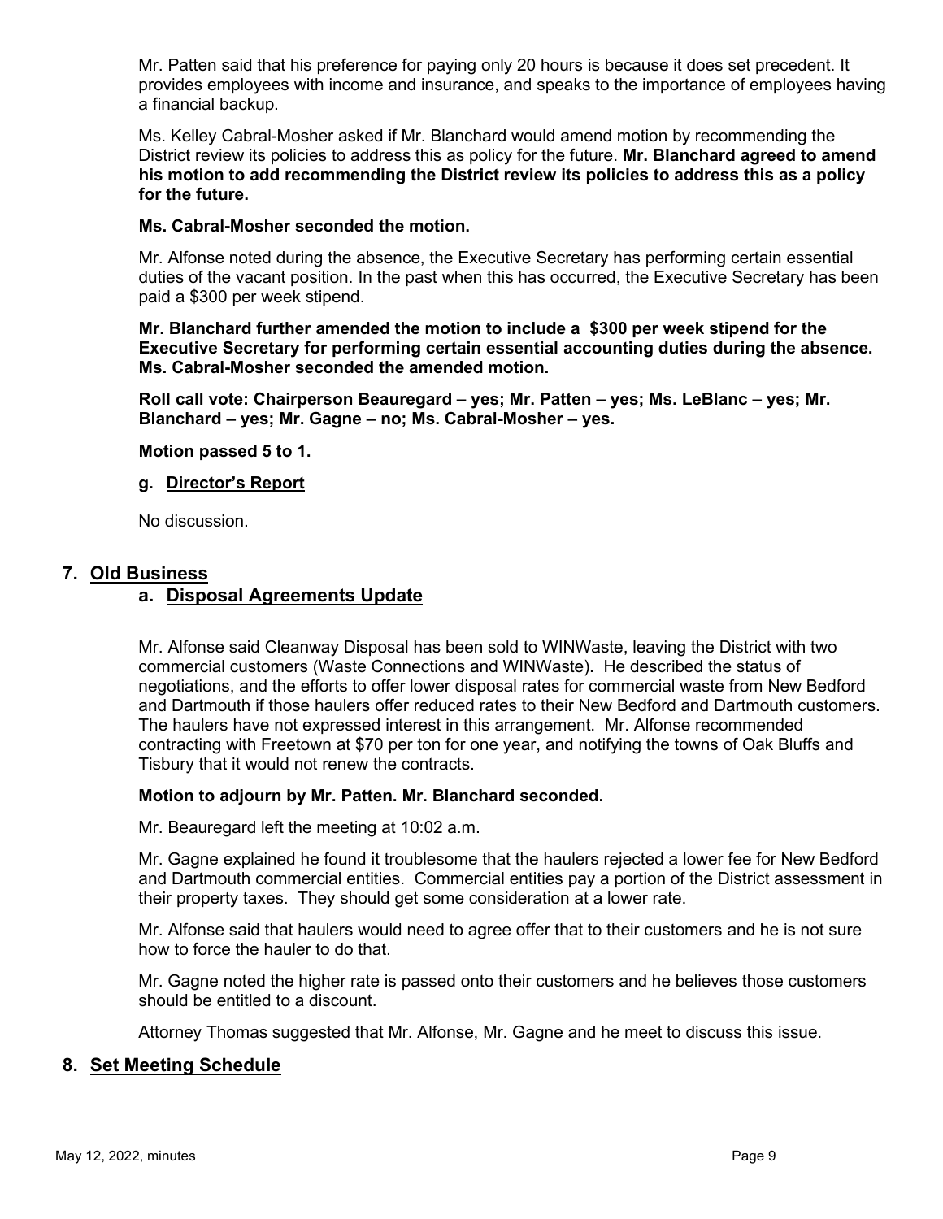Mr. Patten said that his preference for paying only 20 hours is because it does set precedent. It provides employees with income and insurance, and speaks to the importance of employees having a financial backup.

Ms. Kelley Cabral-Mosher asked if Mr. Blanchard would amend motion by recommending the District review its policies to address this as policy for the future. **Mr. Blanchard agreed to amend his motion to add recommending the District review its policies to address this as a policy for the future.**

**Ms. Cabral-Mosher seconded the motion.**

Mr. Alfonse noted during the absence, the Executive Secretary has performing certain essential duties of the vacant position. In the past when this has occurred, the Executive Secretary has been paid a $300 per week stipend.

**Mr. Blanchard further amended the motion to include a $300 per week stipend for the Executive Secretary for performing certain essential accounting duties during the absence. Ms. Cabral-Mosher seconded the amended motion.**

**Roll call vote: Chairperson Beauregard – yes; Mr. Patten – yes; Ms. LeBlanc – yes; Mr. Blanchard – yes; Mr. Gagne – no; Ms. Cabral-Mosher – yes.**

**Motion passed 5 to 1.**

**g. Director's Report**

No discussion.

## 7. Old Business

### a. Disposal Agreements Update

Mr. Alfonse said Cleanway Disposal has been sold to WINWaste, leaving the District with two commercial customers (Waste Connections and WINWaste). He described the status of negotiations, and the efforts to offer lower disposal rates for commercial waste from New Bedford and Dartmouth if those haulers offer reduced rates to their New Bedford and Dartmouth customers. The haulers have not expressed interest in this arrangement. Mr. Alfonse recommended contracting with Freetown at $70 per ton for one year, and notifying the towns of Oak Bluffs and Tisbury that it would not renew the contracts.

**Motion to adjourn by Mr. Patten. Mr. Blanchard seconded.**

Mr. Beauregard left the meeting at 10:02 a.m.

Mr. Gagne explained he found it troublesome that the haulers rejected a lower fee for New Bedford and Dartmouth commercial entities. Commercial entities pay a portion of the District assessment in their property taxes. They should get some consideration at a lower rate.

Mr. Alfonse said that haulers would need to agree offer that to their customers and he is not sure how to force the hauler to do that.

Mr. Gagne noted the higher rate is passed onto their customers and he believes those customers should be entitled to a discount.

Attorney Thomas suggested that Mr. Alfonse, Mr. Gagne and he meet to discuss this issue.

## 8. Set Meeting Schedule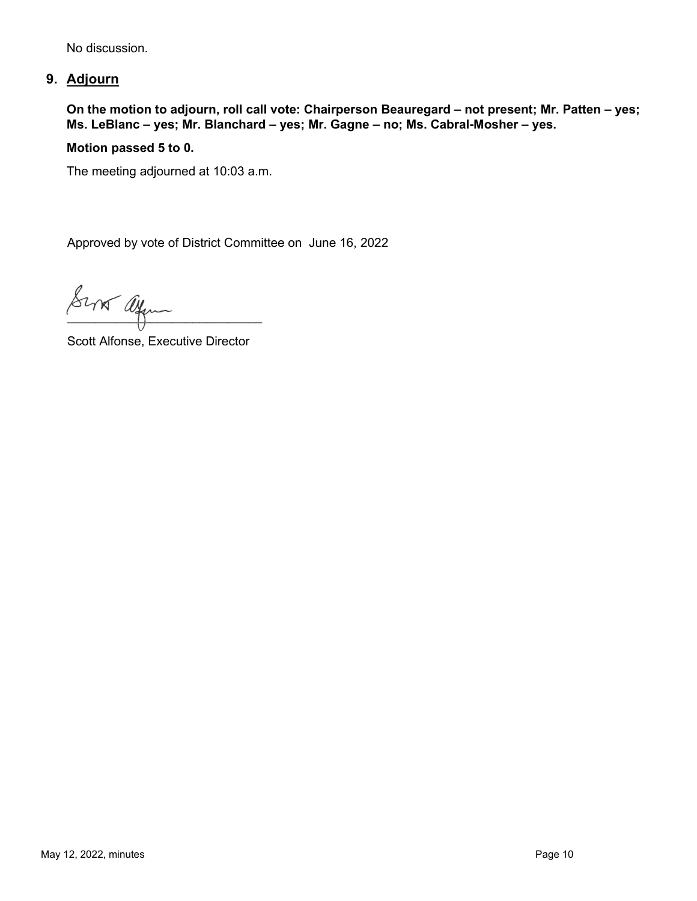No discussion.

## 9. Adjourn

**On the motion to adjourn, roll call vote: Chairperson Beauregard – not present; Mr. Patten – yes; Ms. LeBlanc – yes; Mr. Blanchard – yes; Mr. Gagne – no; Ms. Cabral-Mosher – yes.**

**Motion passed 5 to 0.**

The meeting adjourned at 10:03 a.m.

Approved by vote of District Committee on June 16, 2022

\_\_\_\_\_\_\_\_\_\_\_\_\_\_\_\_\_\_\_\_\_\_\_\_\_\_\_\_

Scott Alfonse, Executive Director